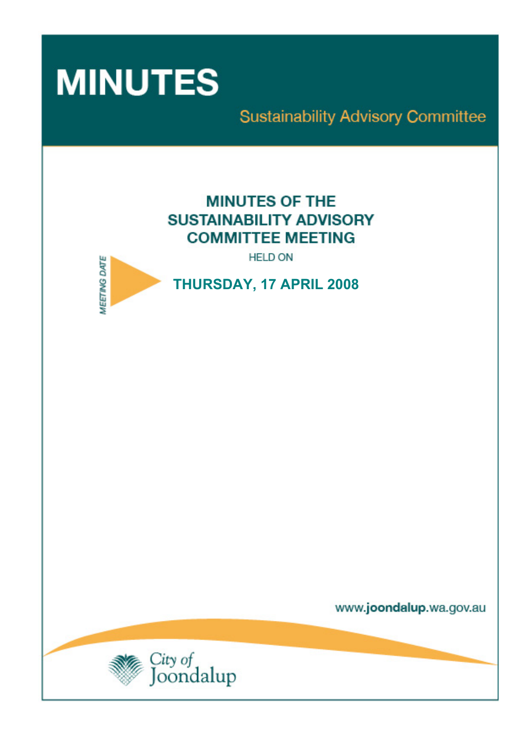# MINUTES

Sustainability Advisory Committee

## MINUTES OF THE SUSTAINABILITY ADVISORY COMMITTEE MEETING

HELD ON

MEETING DATE

**THURSDAY, 17 APRIL 2008**

www.joondalup.wa.gov.au

City of Joondalup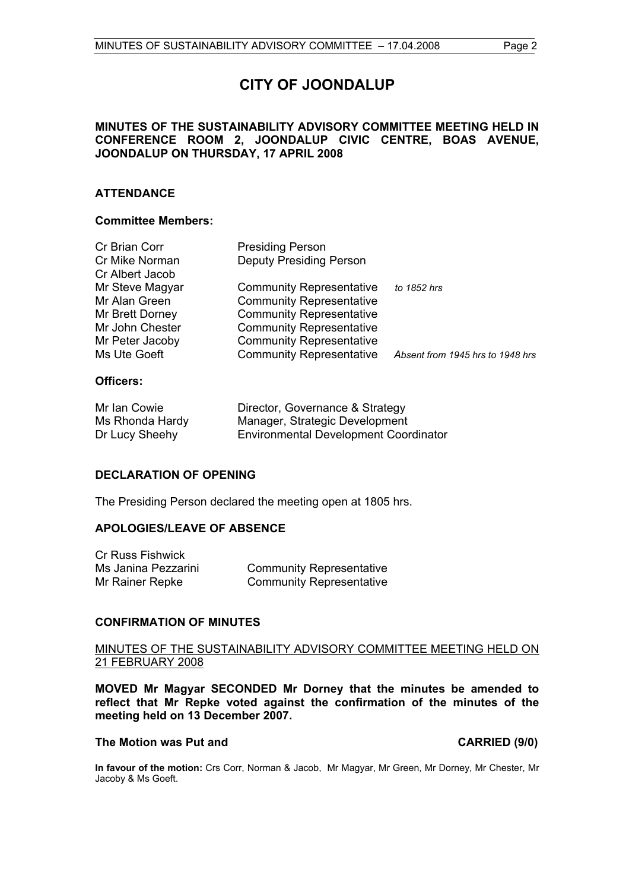# CITY OF JOONDALUP

**MINUTES OF THE SUSTAINABILITY ADVISORY COMMITTEE MEETING HELD IN CONFERENCE ROOM 2, JOONDALUP CIVIC CENTRE, BOAS AVENUE, JOONDALUP ON THURSDAY, 17 APRIL 2008**

## ATTENDANCE

### Committee Members:

| | | |
|---|---|---|
| Cr Brian Corr | Presiding Person | |
| Cr Mike Norman | Deputy Presiding Person | |
| Cr Albert Jacob | | |
| Mr Steve Magyar | Community Representative | *to 1852 hrs* |
| Mr Alan Green | Community Representative | |
| Mr Brett Dorney | Community Representative | |
| Mr John Chester | Community Representative | |
| Mr Peter Jacoby | Community Representative | |
| Ms Ute Goeft | Community Representative | *Absent from 1945 hrs to 1948 hrs* |

### Officers:

| | |
|---|---|
| Mr Ian Cowie | Director, Governance & Strategy |
| Ms Rhonda Hardy | Manager, Strategic Development |
| Dr Lucy Sheehy | Environmental Development Coordinator |

## DECLARATION OF OPENING

The Presiding Person declared the meeting open at 1805 hrs.

## APOLOGIES/LEAVE OF ABSENCE

| | |
|---|---|
| Cr Russ Fishwick | |
| Ms Janina Pezzarini | Community Representative |
| Mr Rainer Repke | Community Representative |

## CONFIRMATION OF MINUTES

MINUTES OF THE SUSTAINABILITY ADVISORY COMMITTEE MEETING HELD ON 21 FEBRUARY 2008

**MOVED Mr Magyar SECONDED Mr Dorney that the minutes be amended to reflect that Mr Repke voted against the confirmation of the minutes of the meeting held on 13 December 2007.**

**The Motion was Put and CARRIED (9/0)**

**In favour of the motion:** Crs Corr, Norman & Jacob, Mr Magyar, Mr Green, Mr Dorney, Mr Chester, Mr Jacoby & Ms Goeft.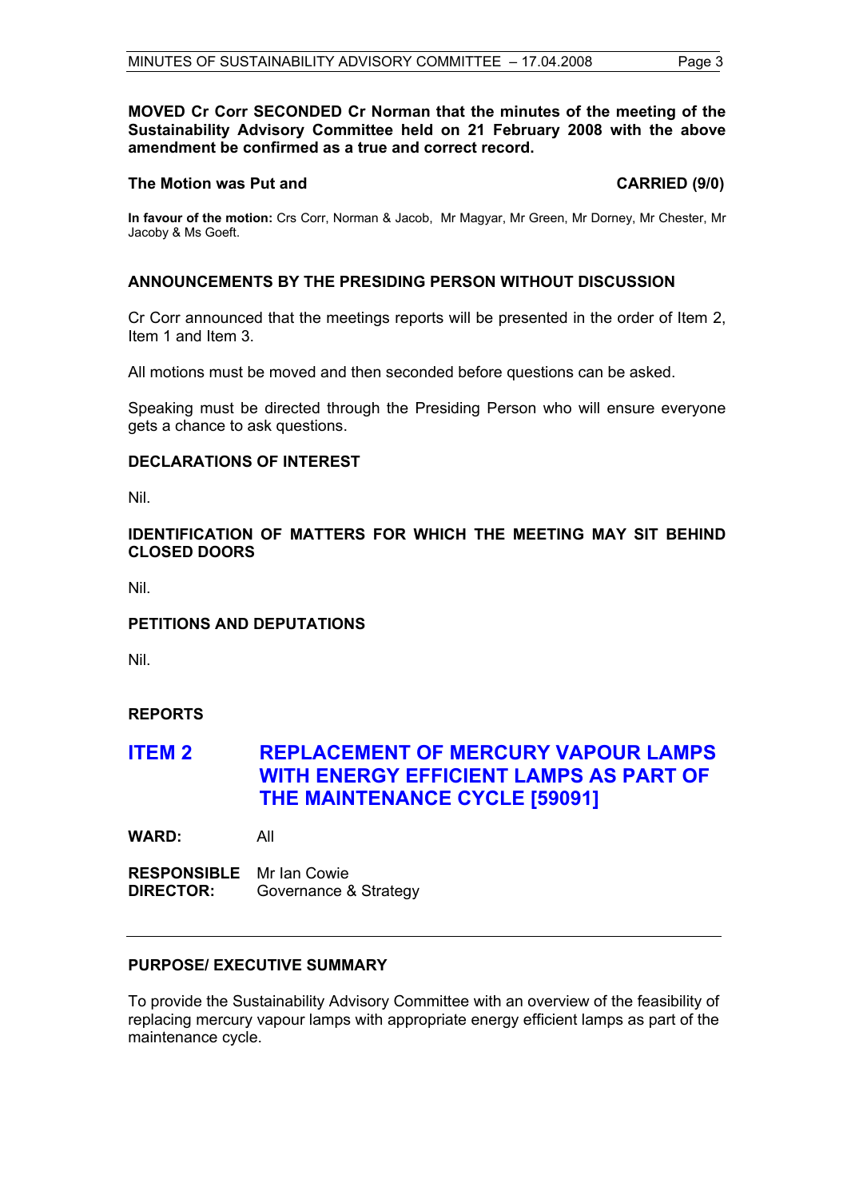**MOVED Cr Corr SECONDED Cr Norman that the minutes of the meeting of the Sustainability Advisory Committee held on 21 February 2008 with the above amendment be confirmed as a true and correct record.**

**The Motion was Put and CARRIED (9/0)**

**In favour of the motion:** Crs Corr, Norman & Jacob, Mr Magyar, Mr Green, Mr Dorney, Mr Chester, Mr Jacoby & Ms Goeft.

### ANNOUNCEMENTS BY THE PRESIDING PERSON WITHOUT DISCUSSION

Cr Corr announced that the meetings reports will be presented in the order of Item 2, Item 1 and Item 3.

All motions must be moved and then seconded before questions can be asked.

Speaking must be directed through the Presiding Person who will ensure everyone gets a chance to ask questions.

### DECLARATIONS OF INTEREST

Nil.

### IDENTIFICATION OF MATTERS FOR WHICH THE MEETING MAY SIT BEHIND CLOSED DOORS

Nil.

### PETITIONS AND DEPUTATIONS

Nil.

### REPORTS

## ITEM 2 REPLACEMENT OF MERCURY VAPOUR LAMPS WITH ENERGY EFFICIENT LAMPS AS PART OF THE MAINTENANCE CYCLE [59091]

**WARD:** All

**RESPONSIBLE DIRECTOR:** Mr Ian Cowie
Governance & Strategy

---

### PURPOSE/ EXECUTIVE SUMMARY

To provide the Sustainability Advisory Committee with an overview of the feasibility of replacing mercury vapour lamps with appropriate energy efficient lamps as part of the maintenance cycle.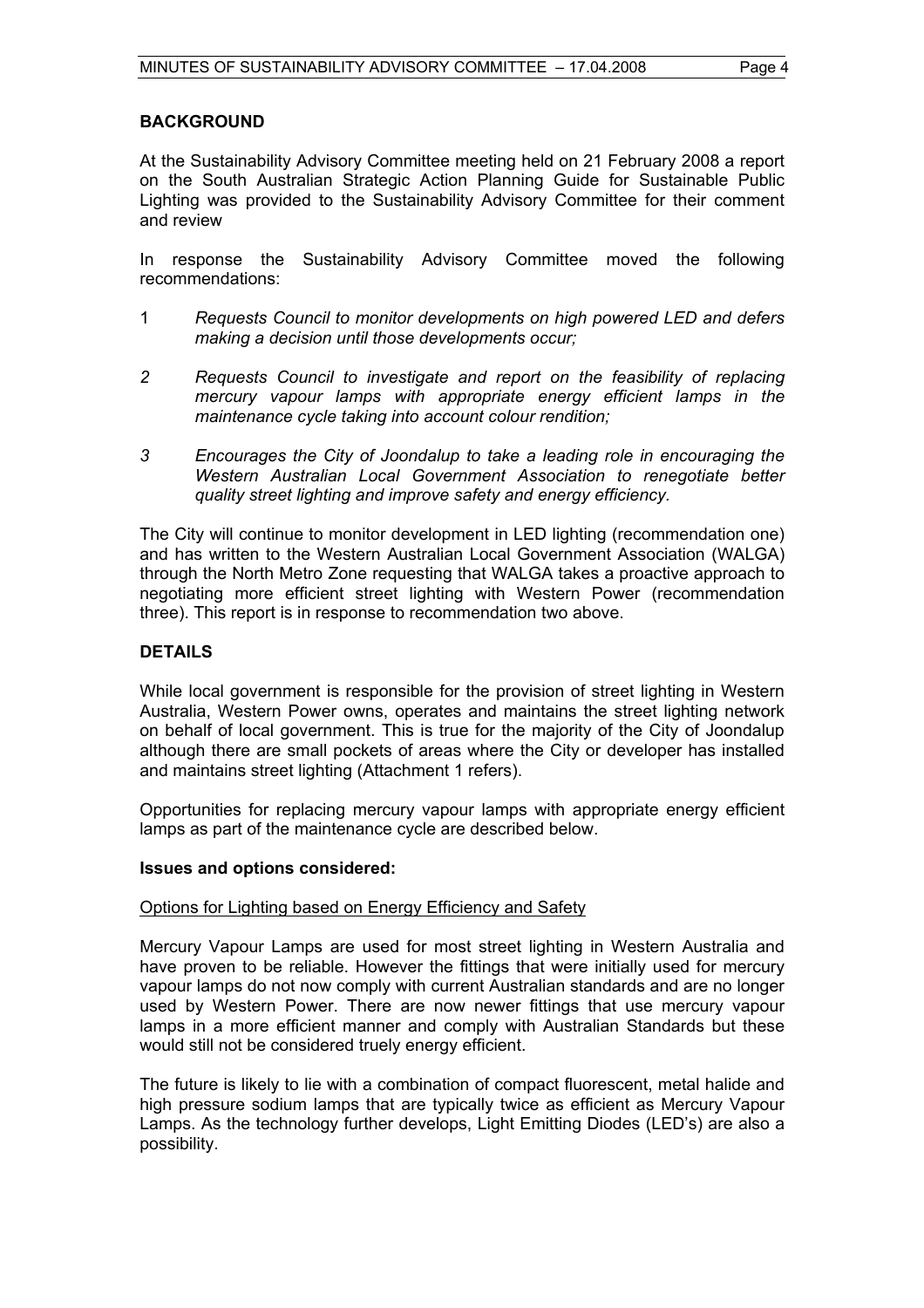## BACKGROUND

At the Sustainability Advisory Committee meeting held on 21 February 2008 a report on the South Australian Strategic Action Planning Guide for Sustainable Public Lighting was provided to the Sustainability Advisory Committee for their comment and review

In response the Sustainability Advisory Committee moved the following recommendations:

1 *Requests Council to monitor developments on high powered LED and defers making a decision until those developments occur;*

*2 Requests Council to investigate and report on the feasibility of replacing mercury vapour lamps with appropriate energy efficient lamps in the maintenance cycle taking into account colour rendition;*

*3 Encourages the City of Joondalup to take a leading role in encouraging the Western Australian Local Government Association to renegotiate better quality street lighting and improve safety and energy efficiency.*

The City will continue to monitor development in LED lighting (recommendation one) and has written to the Western Australian Local Government Association (WALGA) through the North Metro Zone requesting that WALGA takes a proactive approach to negotiating more efficient street lighting with Western Power (recommendation three). This report is in response to recommendation two above.

## DETAILS

While local government is responsible for the provision of street lighting in Western Australia, Western Power owns, operates and maintains the street lighting network on behalf of local government. This is true for the majority of the City of Joondalup although there are small pockets of areas where the City or developer has installed and maintains street lighting (Attachment 1 refers).

Opportunities for replacing mercury vapour lamps with appropriate energy efficient lamps as part of the maintenance cycle are described below.

### Issues and options considered:

Options for Lighting based on Energy Efficiency and Safety

Mercury Vapour Lamps are used for most street lighting in Western Australia and have proven to be reliable. However the fittings that were initially used for mercury vapour lamps do not now comply with current Australian standards and are no longer used by Western Power. There are now newer fittings that use mercury vapour lamps in a more efficient manner and comply with Australian Standards but these would still not be considered truely energy efficient.

The future is likely to lie with a combination of compact fluorescent, metal halide and high pressure sodium lamps that are typically twice as efficient as Mercury Vapour Lamps. As the technology further develops, Light Emitting Diodes (LED's) are also a possibility.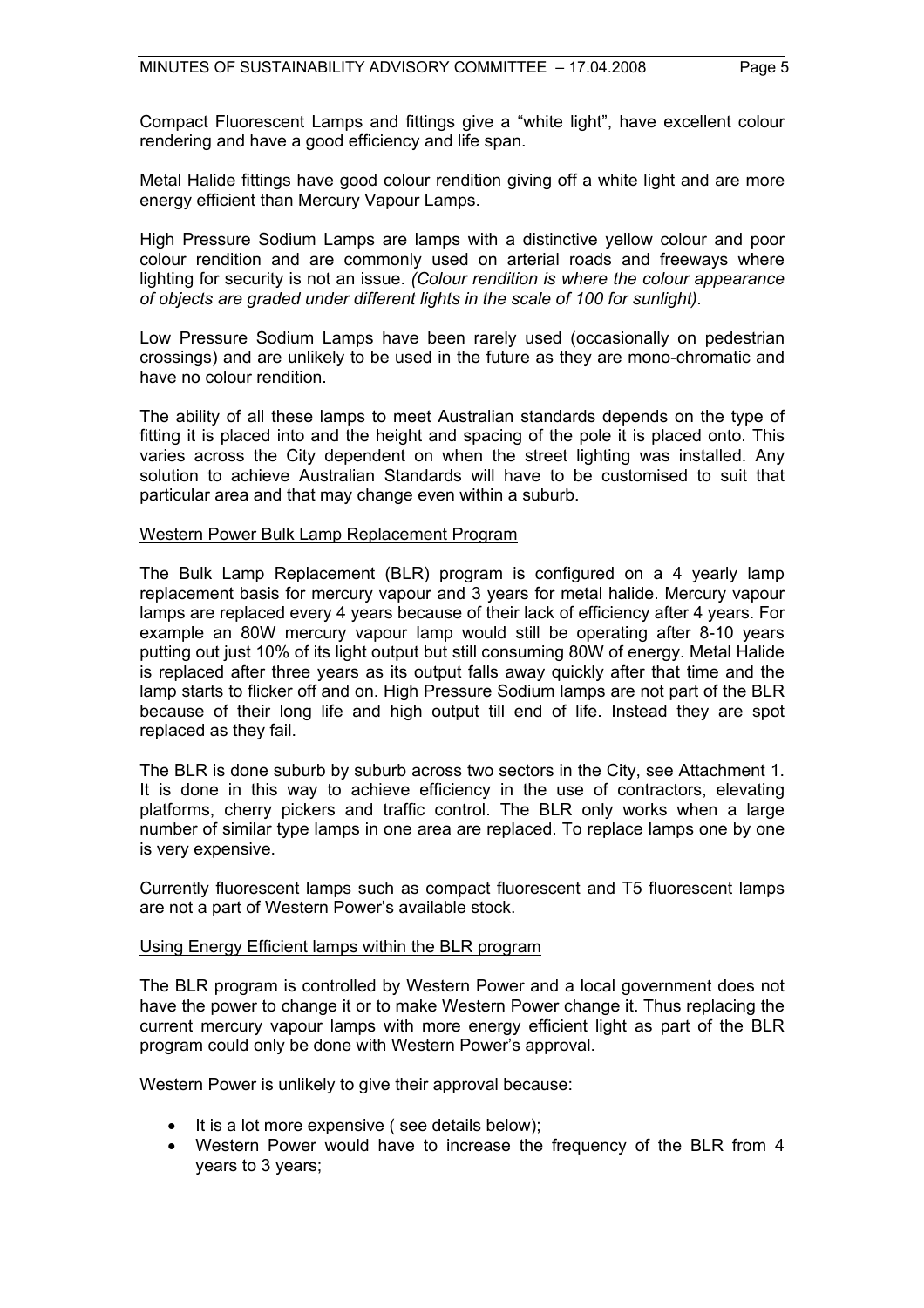Compact Fluorescent Lamps and fittings give a "white light", have excellent colour rendering and have a good efficiency and life span.

Metal Halide fittings have good colour rendition giving off a white light and are more energy efficient than Mercury Vapour Lamps.

High Pressure Sodium Lamps are lamps with a distinctive yellow colour and poor colour rendition and are commonly used on arterial roads and freeways where lighting for security is not an issue. *(Colour rendition is where the colour appearance of objects are graded under different lights in the scale of 100 for sunlight).*

Low Pressure Sodium Lamps have been rarely used (occasionally on pedestrian crossings) and are unlikely to be used in the future as they are mono-chromatic and have no colour rendition.

The ability of all these lamps to meet Australian standards depends on the type of fitting it is placed into and the height and spacing of the pole it is placed onto. This varies across the City dependent on when the street lighting was installed. Any solution to achieve Australian Standards will have to be customised to suit that particular area and that may change even within a suburb.

Western Power Bulk Lamp Replacement Program

The Bulk Lamp Replacement (BLR) program is configured on a 4 yearly lamp replacement basis for mercury vapour and 3 years for metal halide. Mercury vapour lamps are replaced every 4 years because of their lack of efficiency after 4 years. For example an 80W mercury vapour lamp would still be operating after 8-10 years putting out just 10% of its light output but still consuming 80W of energy. Metal Halide is replaced after three years as its output falls away quickly after that time and the lamp starts to flicker off and on. High Pressure Sodium lamps are not part of the BLR because of their long life and high output till end of life. Instead they are spot replaced as they fail.

The BLR is done suburb by suburb across two sectors in the City, see Attachment 1. It is done in this way to achieve efficiency in the use of contractors, elevating platforms, cherry pickers and traffic control. The BLR only works when a large number of similar type lamps in one area are replaced. To replace lamps one by one is very expensive.

Currently fluorescent lamps such as compact fluorescent and T5 fluorescent lamps are not a part of Western Power's available stock.

Using Energy Efficient lamps within the BLR program

The BLR program is controlled by Western Power and a local government does not have the power to change it or to make Western Power change it. Thus replacing the current mercury vapour lamps with more energy efficient light as part of the BLR program could only be done with Western Power's approval.

Western Power is unlikely to give their approval because:

- It is a lot more expensive ( see details below);
- Western Power would have to increase the frequency of the BLR from 4 years to 3 years;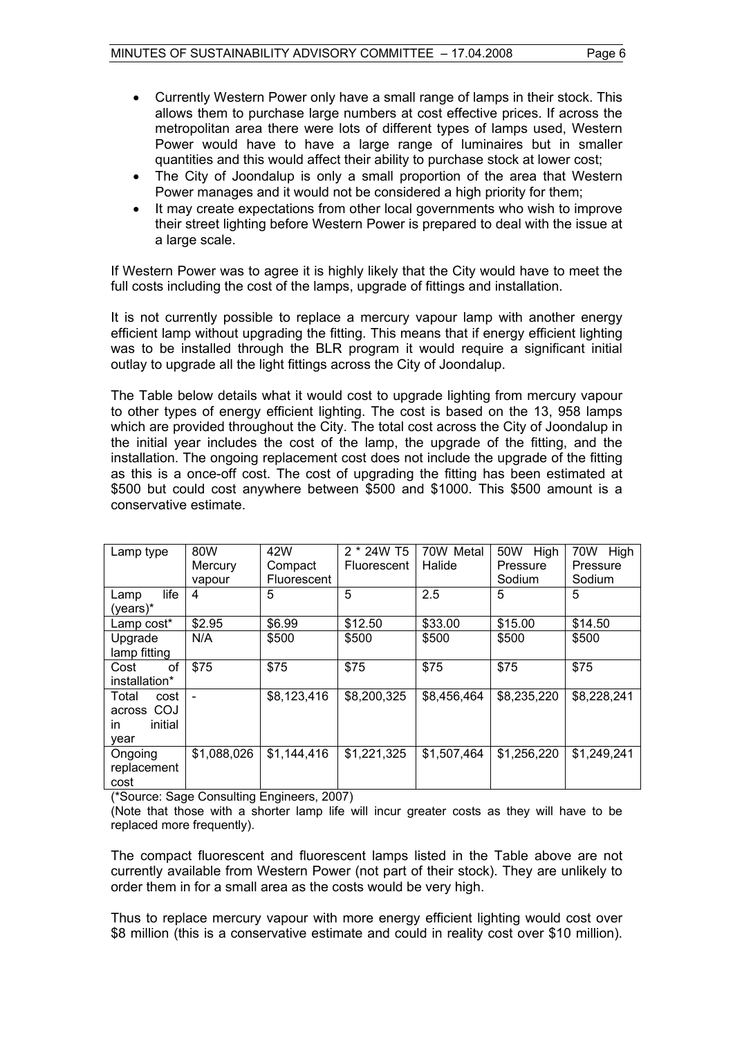- Currently Western Power only have a small range of lamps in their stock. This allows them to purchase large numbers at cost effective prices. If across the metropolitan area there were lots of different types of lamps used, Western Power would have to have a large range of luminaires but in smaller quantities and this would affect their ability to purchase stock at lower cost;
- The City of Joondalup is only a small proportion of the area that Western Power manages and it would not be considered a high priority for them;
- It may create expectations from other local governments who wish to improve their street lighting before Western Power is prepared to deal with the issue at a large scale.

If Western Power was to agree it is highly likely that the City would have to meet the full costs including the cost of the lamps, upgrade of fittings and installation.

It is not currently possible to replace a mercury vapour lamp with another energy efficient lamp without upgrading the fitting. This means that if energy efficient lighting was to be installed through the BLR program it would require a significant initial outlay to upgrade all the light fittings across the City of Joondalup.

The Table below details what it would cost to upgrade lighting from mercury vapour to other types of energy efficient lighting. The cost is based on the 13, 958 lamps which are provided throughout the City. The total cost across the City of Joondalup in the initial year includes the cost of the lamp, the upgrade of the fitting, and the installation. The ongoing replacement cost does not include the upgrade of the fitting as this is a once-off cost. The cost of upgrading the fitting has been estimated at $500 but could cost anywhere between $500 and $1000. This $500 amount is a conservative estimate.

| Lamp type | 80W Mercury vapour | 42W Compact Fluorescent | 2 * 24W T5 Fluorescent | 70W Metal Halide | 50W High Pressure Sodium | 70W High Pressure Sodium |
|---|---|---|---|---|---|---|
| Lamp life (years)* | 4 | 5 | 5 | 2.5 | 5 | 5 |
| Lamp cost* | $2.95 | $6.99 | $12.50 | $33.00 | $15.00 | $14.50 |
| Upgrade lamp fitting | N/A | $500 | $500 | $500 | $500 | $500 |
| Cost of installation* | $75 | $75 | $75 | $75 | $75 | $75 |
| Total cost across COJ in initial year | - | $8,123,416 | $8,200,325 | $8,456,464 | $8,235,220 | $8,228,241 |
| Ongoing replacement cost | $1,088,026 | $1,144,416 | $1,221,325 | $1,507,464 | $1,256,220 | $1,249,241 |

(*Source: Sage Consulting Engineers, 2007)

(Note that those with a shorter lamp life will incur greater costs as they will have to be replaced more frequently).

The compact fluorescent and fluorescent lamps listed in the Table above are not currently available from Western Power (not part of their stock). They are unlikely to order them in for a small area as the costs would be very high.

Thus to replace mercury vapour with more energy efficient lighting would cost over $8 million (this is a conservative estimate and could in reality cost over $10 million).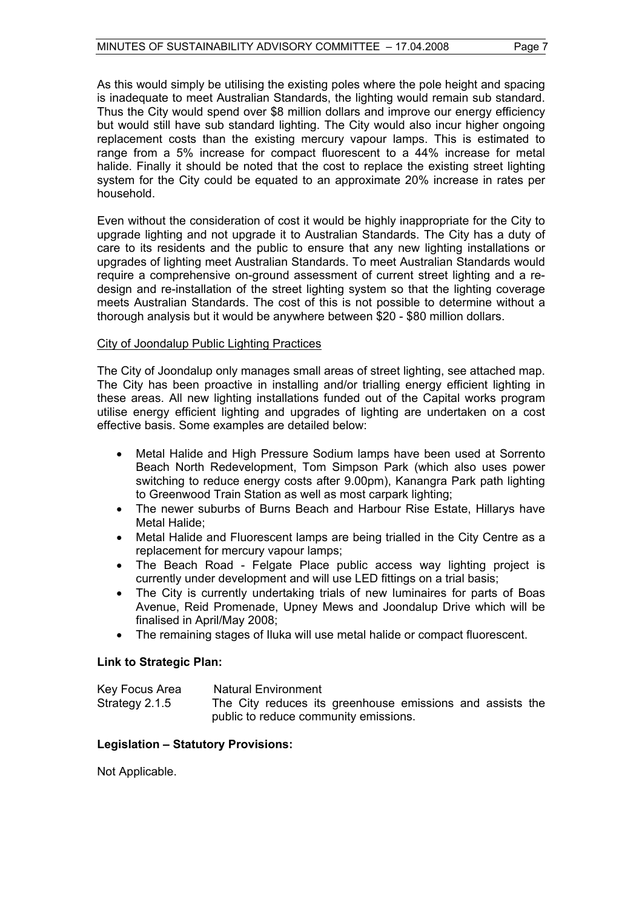As this would simply be utilising the existing poles where the pole height and spacing is inadequate to meet Australian Standards, the lighting would remain sub standard. Thus the City would spend over $8 million dollars and improve our energy efficiency but would still have sub standard lighting. The City would also incur higher ongoing replacement costs than the existing mercury vapour lamps. This is estimated to range from a 5% increase for compact fluorescent to a 44% increase for metal halide. Finally it should be noted that the cost to replace the existing street lighting system for the City could be equated to an approximate 20% increase in rates per household.

Even without the consideration of cost it would be highly inappropriate for the City to upgrade lighting and not upgrade it to Australian Standards. The City has a duty of care to its residents and the public to ensure that any new lighting installations or upgrades of lighting meet Australian Standards. To meet Australian Standards would require a comprehensive on-ground assessment of current street lighting and a re-design and re-installation of the street lighting system so that the lighting coverage meets Australian Standards. The cost of this is not possible to determine without a thorough analysis but it would be anywhere between $20 - $80 million dollars.

<u>City of Joondalup Public Lighting Practices</u>

The City of Joondalup only manages small areas of street lighting, see attached map. The City has been proactive in installing and/or trialling energy efficient lighting in these areas. All new lighting installations funded out of the Capital works program utilise energy efficient lighting and upgrades of lighting are undertaken on a cost effective basis. Some examples are detailed below:

- Metal Halide and High Pressure Sodium lamps have been used at Sorrento Beach North Redevelopment, Tom Simpson Park (which also uses power switching to reduce energy costs after 9.00pm), Kanangra Park path lighting to Greenwood Train Station as well as most carpark lighting;
- The newer suburbs of Burns Beach and Harbour Rise Estate, Hillarys have Metal Halide;
- Metal Halide and Fluorescent lamps are being trialled in the City Centre as a replacement for mercury vapour lamps;
- The Beach Road - Felgate Place public access way lighting project is currently under development and will use LED fittings on a trial basis;
- The City is currently undertaking trials of new luminaires for parts of Boas Avenue, Reid Promenade, Upney Mews and Joondalup Drive which will be finalised in April/May 2008;
- The remaining stages of Iluka will use metal halide or compact fluorescent.

**Link to Strategic Plan:**

| | |
|---|---|
| Key Focus Area | Natural Environment |
| Strategy 2.1.5 | The City reduces its greenhouse emissions and assists the public to reduce community emissions. |

**Legislation – Statutory Provisions:**

Not Applicable.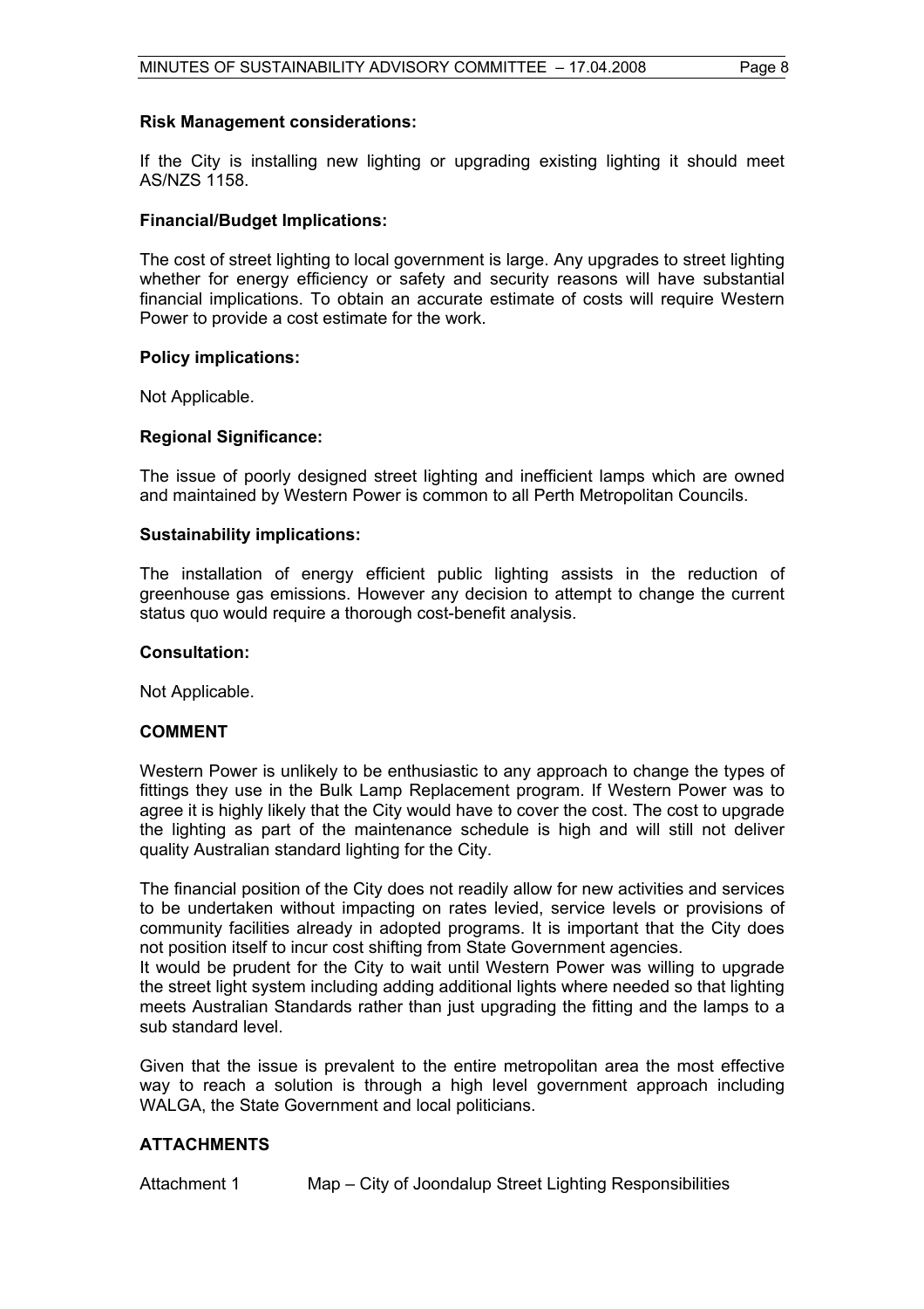**Risk Management considerations:**

If the City is installing new lighting or upgrading existing lighting it should meet AS/NZS 1158.

**Financial/Budget Implications:**

The cost of street lighting to local government is large. Any upgrades to street lighting whether for energy efficiency or safety and security reasons will have substantial financial implications. To obtain an accurate estimate of costs will require Western Power to provide a cost estimate for the work.

**Policy implications:**

Not Applicable.

**Regional Significance:**

The issue of poorly designed street lighting and inefficient lamps which are owned and maintained by Western Power is common to all Perth Metropolitan Councils.

**Sustainability implications:**

The installation of energy efficient public lighting assists in the reduction of greenhouse gas emissions. However any decision to attempt to change the current status quo would require a thorough cost-benefit analysis.

**Consultation:**

Not Applicable.

**COMMENT**

Western Power is unlikely to be enthusiastic to any approach to change the types of fittings they use in the Bulk Lamp Replacement program. If Western Power was to agree it is highly likely that the City would have to cover the cost. The cost to upgrade the lighting as part of the maintenance schedule is high and will still not deliver quality Australian standard lighting for the City.

The financial position of the City does not readily allow for new activities and services to be undertaken without impacting on rates levied, service levels or provisions of community facilities already in adopted programs. It is important that the City does not position itself to incur cost shifting from State Government agencies.

It would be prudent for the City to wait until Western Power was willing to upgrade the street light system including adding additional lights where needed so that lighting meets Australian Standards rather than just upgrading the fitting and the lamps to a sub standard level.

Given that the issue is prevalent to the entire metropolitan area the most effective way to reach a solution is through a high level government approach including WALGA, the State Government and local politicians.

**ATTACHMENTS**

Attachment 1 Map – City of Joondalup Street Lighting Responsibilities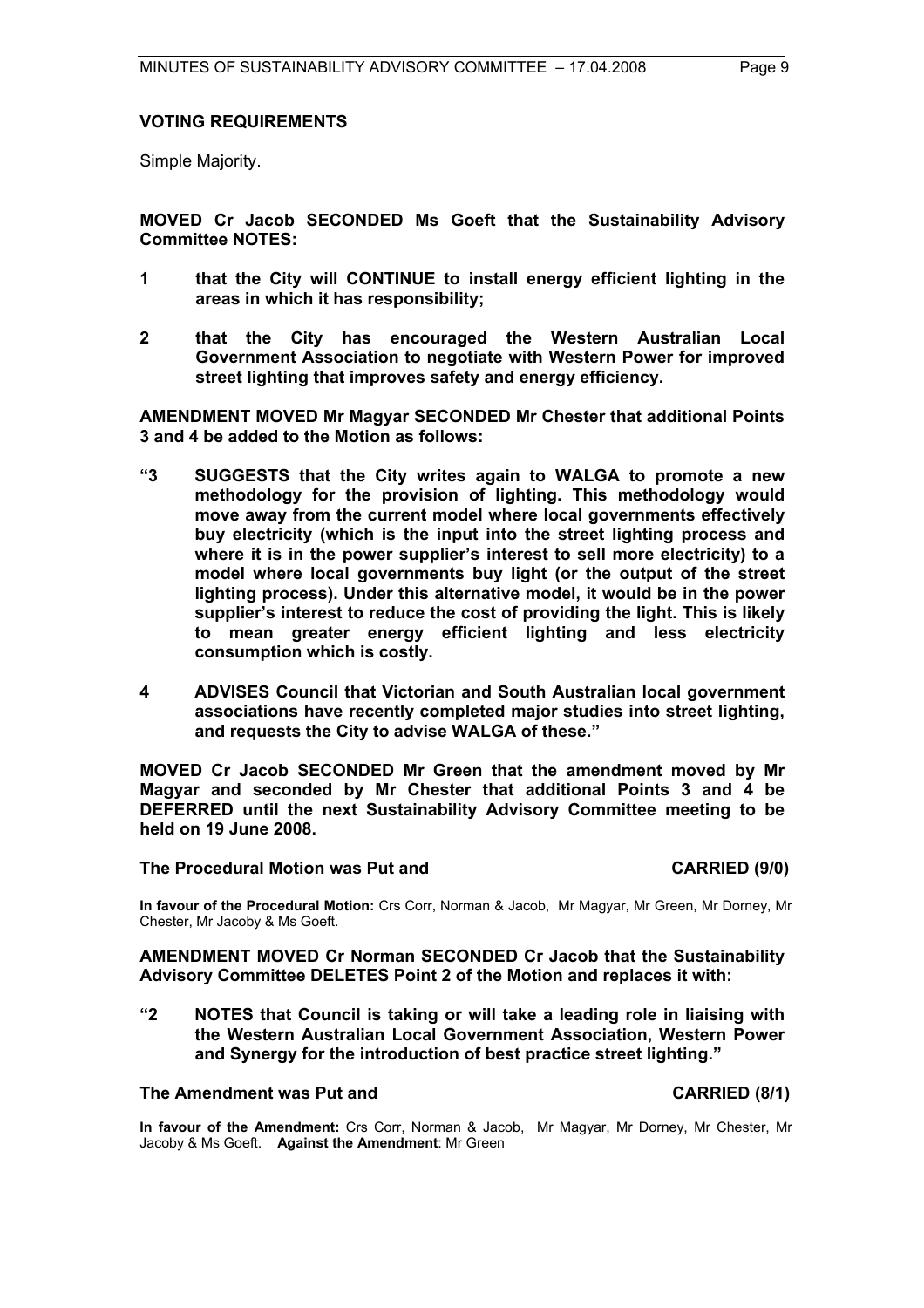**VOTING REQUIREMENTS**

Simple Majority.

**MOVED Cr Jacob SECONDED Ms Goeft that the Sustainability Advisory Committee NOTES:**

**1 that the City will CONTINUE to install energy efficient lighting in the areas in which it has responsibility;**

**2 that the City has encouraged the Western Australian Local Government Association to negotiate with Western Power for improved street lighting that improves safety and energy efficiency.**

**AMENDMENT MOVED Mr Magyar SECONDED Mr Chester that additional Points 3 and 4 be added to the Motion as follows:**

**"3 SUGGESTS that the City writes again to WALGA to promote a new methodology for the provision of lighting. This methodology would move away from the current model where local governments effectively buy electricity (which is the input into the street lighting process and where it is in the power supplier's interest to sell more electricity) to a model where local governments buy light (or the output of the street lighting process). Under this alternative model, it would be in the power supplier's interest to reduce the cost of providing the light. This is likely to mean greater energy efficient lighting and less electricity consumption which is costly.**

**4 ADVISES Council that Victorian and South Australian local government associations have recently completed major studies into street lighting, and requests the City to advise WALGA of these."**

**MOVED Cr Jacob SECONDED Mr Green that the amendment moved by Mr Magyar and seconded by Mr Chester that additional Points 3 and 4 be DEFERRED until the next Sustainability Advisory Committee meeting to be held on 19 June 2008.**

**The Procedural Motion was Put and CARRIED (9/0)**

**In favour of the Procedural Motion:** Crs Corr, Norman & Jacob, Mr Magyar, Mr Green, Mr Dorney, Mr Chester, Mr Jacoby & Ms Goeft.

**AMENDMENT MOVED Cr Norman SECONDED Cr Jacob that the Sustainability Advisory Committee DELETES Point 2 of the Motion and replaces it with:**

**"2 NOTES that Council is taking or will take a leading role in liaising with the Western Australian Local Government Association, Western Power and Synergy for the introduction of best practice street lighting."**

**The Amendment was Put and CARRIED (8/1)**

**In favour of the Amendment:** Crs Corr, Norman & Jacob, Mr Magyar, Mr Dorney, Mr Chester, Mr Jacoby & Ms Goeft. **Against the Amendment**: Mr Green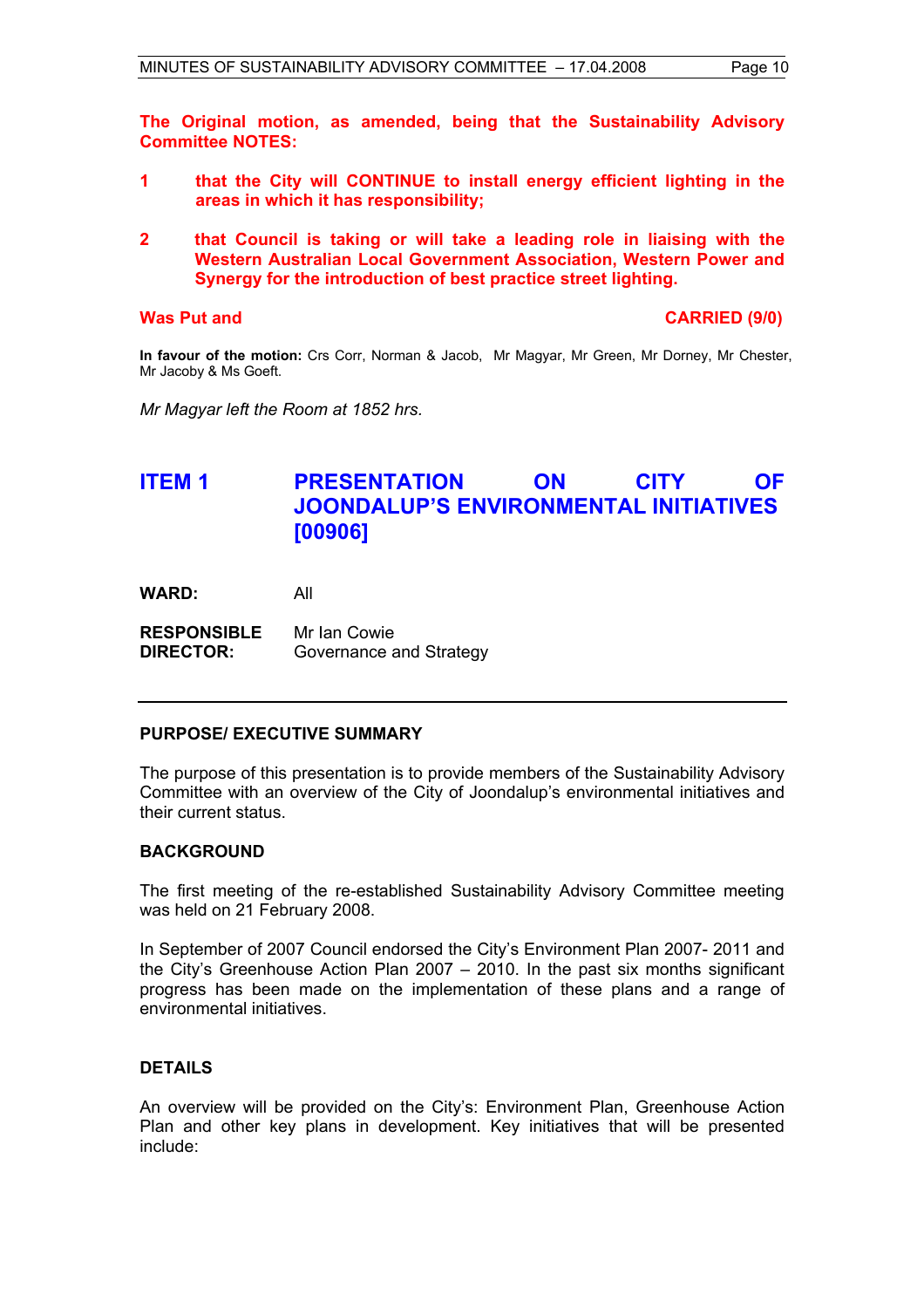**The Original motion, as amended, being that the Sustainability Advisory Committee NOTES:**

1. **that the City will CONTINUE to install energy efficient lighting in the areas in which it has responsibility;**

2. **that Council is taking or will take a leading role in liaising with the Western Australian Local Government Association, Western Power and Synergy for the introduction of best practice street lighting.**

**Was Put and CARRIED (9/0)**

**In favour of the motion:** Crs Corr, Norman & Jacob, Mr Magyar, Mr Green, Mr Dorney, Mr Chester, Mr Jacoby & Ms Goeft.

*Mr Magyar left the Room at 1852 hrs.*

## ITEM 1 PRESENTATION ON CITY OF JOONDALUP'S ENVIRONMENTAL INITIATIVES [00906]

**WARD:** All

**RESPONSIBLE DIRECTOR:** Mr Ian Cowie
Governance and Strategy

---

### PURPOSE/ EXECUTIVE SUMMARY

The purpose of this presentation is to provide members of the Sustainability Advisory Committee with an overview of the City of Joondalup's environmental initiatives and their current status.

### BACKGROUND

The first meeting of the re-established Sustainability Advisory Committee meeting was held on 21 February 2008.

In September of 2007 Council endorsed the City's Environment Plan 2007- 2011 and the City's Greenhouse Action Plan 2007 – 2010. In the past six months significant progress has been made on the implementation of these plans and a range of environmental initiatives.

### DETAILS

An overview will be provided on the City's: Environment Plan, Greenhouse Action Plan and other key plans in development. Key initiatives that will be presented include: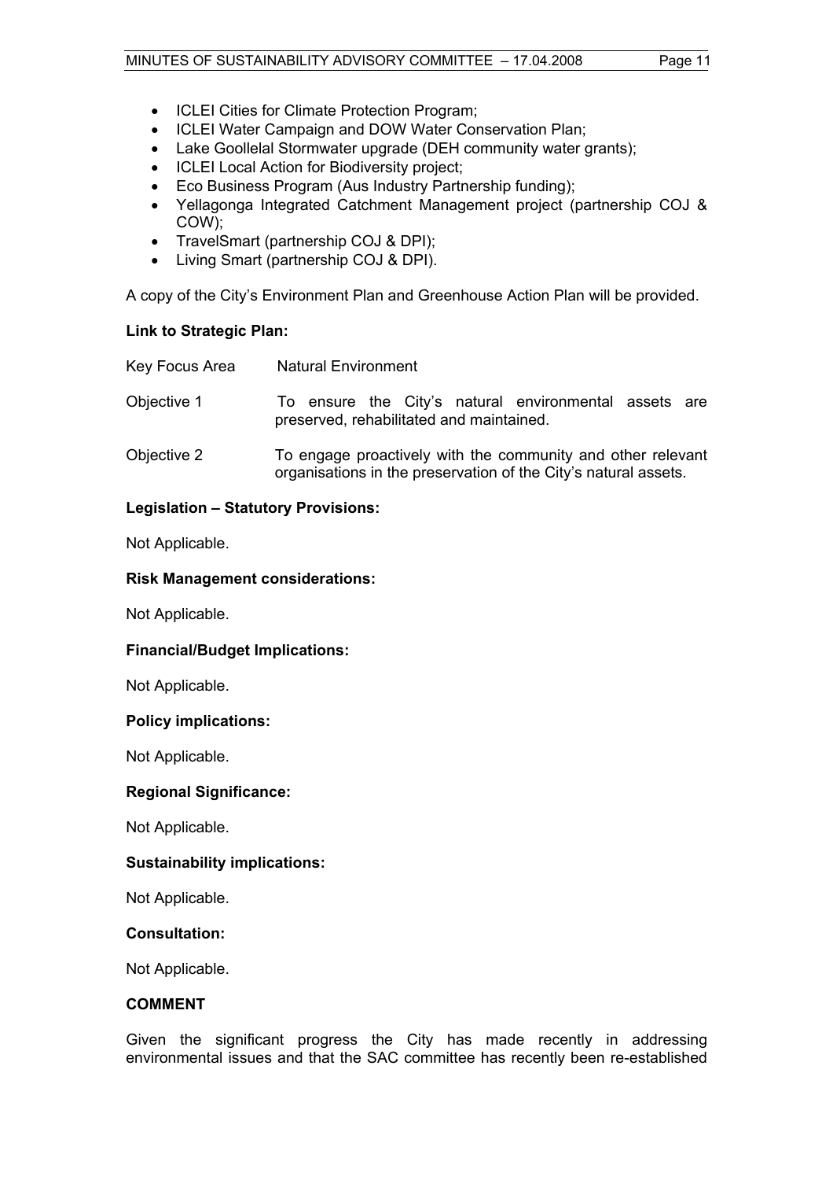- ICLEI Cities for Climate Protection Program;
- ICLEI Water Campaign and DOW Water Conservation Plan;
- Lake Goollelal Stormwater upgrade (DEH community water grants);
- ICLEI Local Action for Biodiversity project;
- Eco Business Program (Aus Industry Partnership funding);
- Yellagonga Integrated Catchment Management project (partnership COJ & COW);
- TravelSmart (partnership COJ & DPI);
- Living Smart (partnership COJ & DPI).

A copy of the City's Environment Plan and Greenhouse Action Plan will be provided.

**Link to Strategic Plan:**

Key Focus Area Natural Environment

Objective 1 To ensure the City's natural environmental assets are preserved, rehabilitated and maintained.

Objective 2 To engage proactively with the community and other relevant organisations in the preservation of the City's natural assets.

**Legislation – Statutory Provisions:**

Not Applicable.

**Risk Management considerations:**

Not Applicable.

**Financial/Budget Implications:**

Not Applicable.

**Policy implications:**

Not Applicable.

**Regional Significance:**

Not Applicable.

**Sustainability implications:**

Not Applicable.

**Consultation:**

Not Applicable.

**COMMENT**

Given the significant progress the City has made recently in addressing environmental issues and that the SAC committee has recently been re-established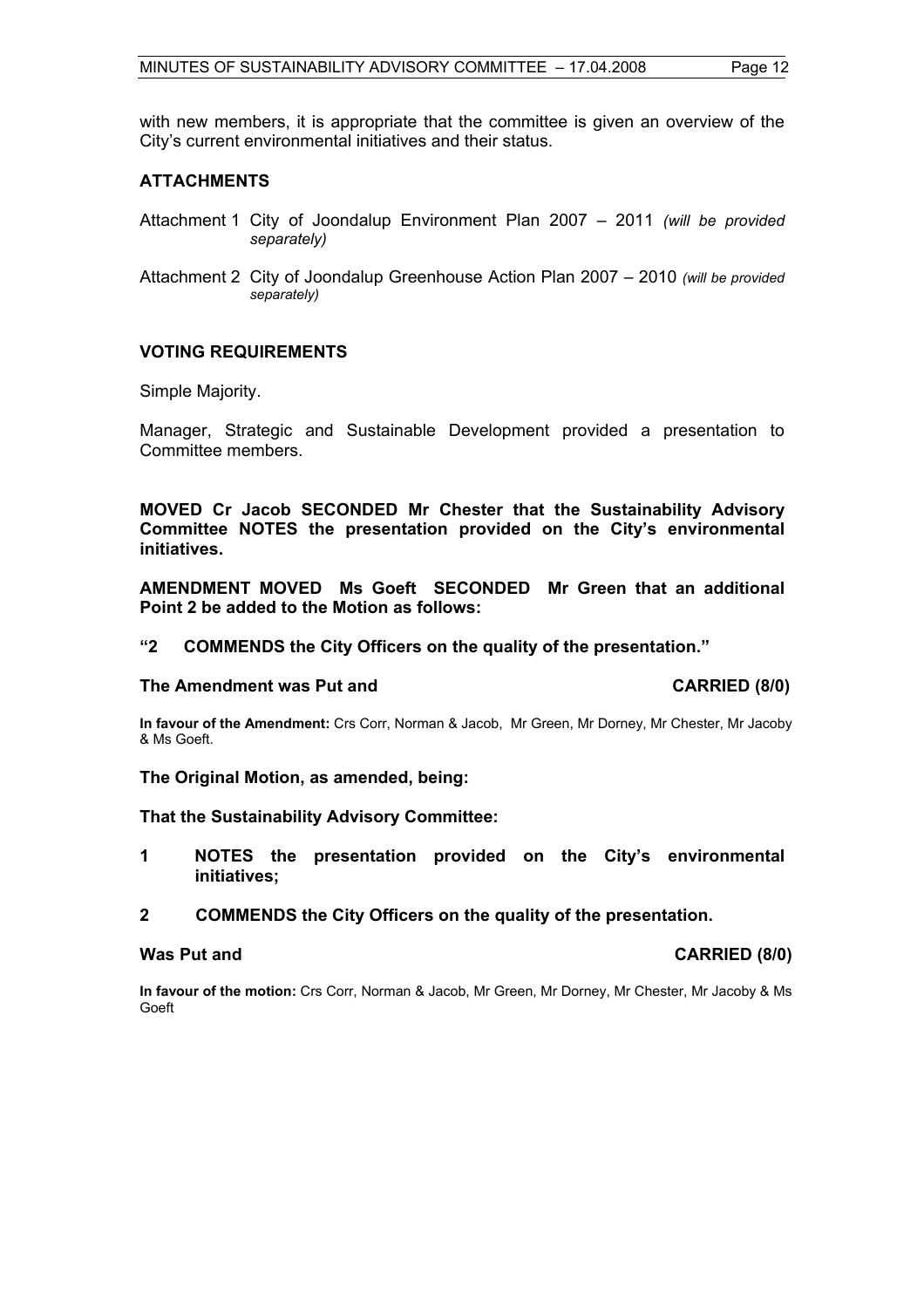with new members, it is appropriate that the committee is given an overview of the City's current environmental initiatives and their status.

## ATTACHMENTS

Attachment 1 City of Joondalup Environment Plan 2007 – 2011 *(will be provided separately)*

Attachment 2 City of Joondalup Greenhouse Action Plan 2007 – 2010 *(will be provided separately)*

## VOTING REQUIREMENTS

Simple Majority.

Manager, Strategic and Sustainable Development provided a presentation to Committee members.

**MOVED Cr Jacob SECONDED Mr Chester that the Sustainability Advisory Committee NOTES the presentation provided on the City's environmental initiatives.**

**AMENDMENT MOVED Ms Goeft SECONDED Mr Green that an additional Point 2 be added to the Motion as follows:**

**"2 COMMENDS the City Officers on the quality of the presentation."**

**The Amendment was Put and CARRIED (8/0)**

**In favour of the Amendment:** Crs Corr, Norman & Jacob, Mr Green, Mr Dorney, Mr Chester, Mr Jacoby & Ms Goeft.

**The Original Motion, as amended, being:**

**That the Sustainability Advisory Committee:**

**1 NOTES the presentation provided on the City's environmental initiatives;**

**2 COMMENDS the City Officers on the quality of the presentation.**

**Was Put and CARRIED (8/0)**

**In favour of the motion:** Crs Corr, Norman & Jacob, Mr Green, Mr Dorney, Mr Chester, Mr Jacoby & Ms Goeft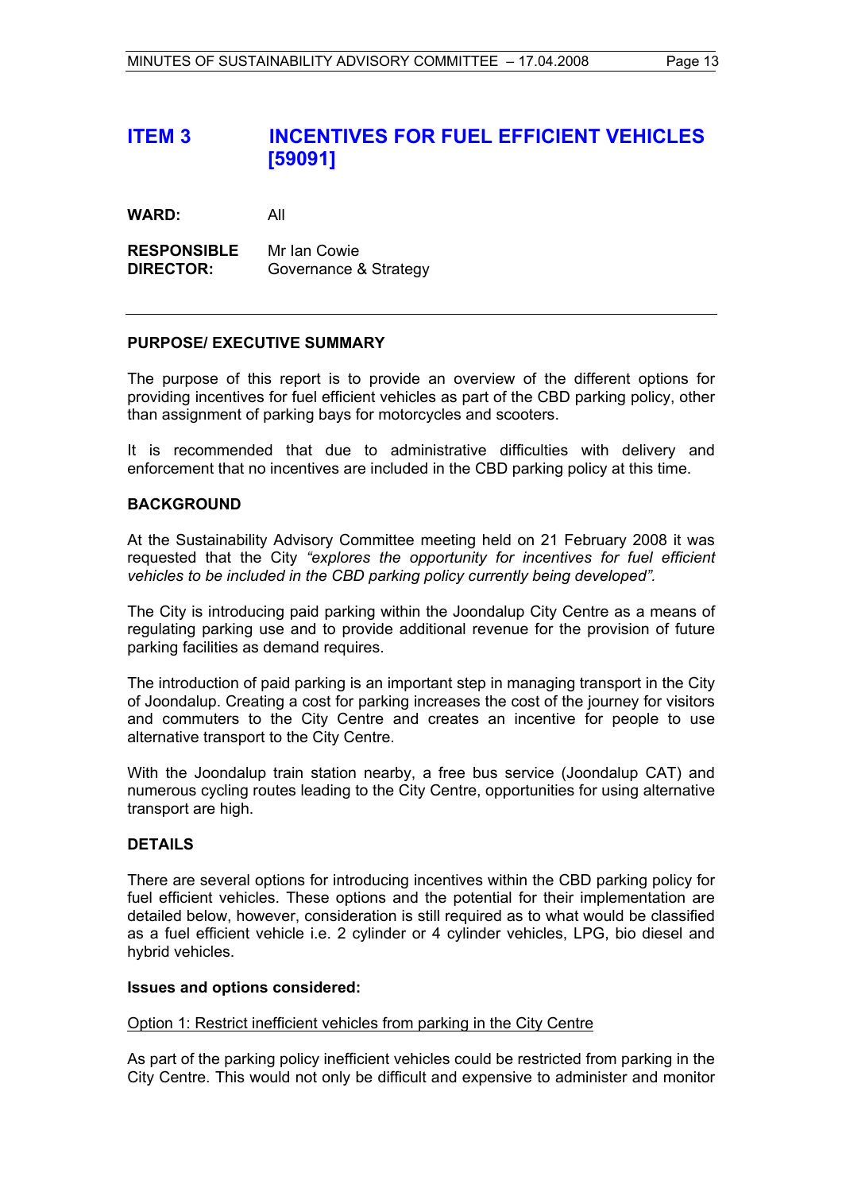# ITEM 3 INCENTIVES FOR FUEL EFFICIENT VEHICLES [59091]

**WARD:** All

**RESPONSIBLE DIRECTOR:** Mr Ian Cowie
Governance & Strategy

---

## PURPOSE/ EXECUTIVE SUMMARY

The purpose of this report is to provide an overview of the different options for providing incentives for fuel efficient vehicles as part of the CBD parking policy, other than assignment of parking bays for motorcycles and scooters.

It is recommended that due to administrative difficulties with delivery and enforcement that no incentives are included in the CBD parking policy at this time.

## BACKGROUND

At the Sustainability Advisory Committee meeting held on 21 February 2008 it was requested that the City *"explores the opportunity for incentives for fuel efficient vehicles to be included in the CBD parking policy currently being developed".*

The City is introducing paid parking within the Joondalup City Centre as a means of regulating parking use and to provide additional revenue for the provision of future parking facilities as demand requires.

The introduction of paid parking is an important step in managing transport in the City of Joondalup. Creating a cost for parking increases the cost of the journey for visitors and commuters to the City Centre and creates an incentive for people to use alternative transport to the City Centre.

With the Joondalup train station nearby, a free bus service (Joondalup CAT) and numerous cycling routes leading to the City Centre, opportunities for using alternative transport are high.

## DETAILS

There are several options for introducing incentives within the CBD parking policy for fuel efficient vehicles. These options and the potential for their implementation are detailed below, however, consideration is still required as to what would be classified as a fuel efficient vehicle i.e. 2 cylinder or 4 cylinder vehicles, LPG, bio diesel and hybrid vehicles.

**Issues and options considered:**

<u>Option 1: Restrict inefficient vehicles from parking in the City Centre</u>

As part of the parking policy inefficient vehicles could be restricted from parking in the City Centre. This would not only be difficult and expensive to administer and monitor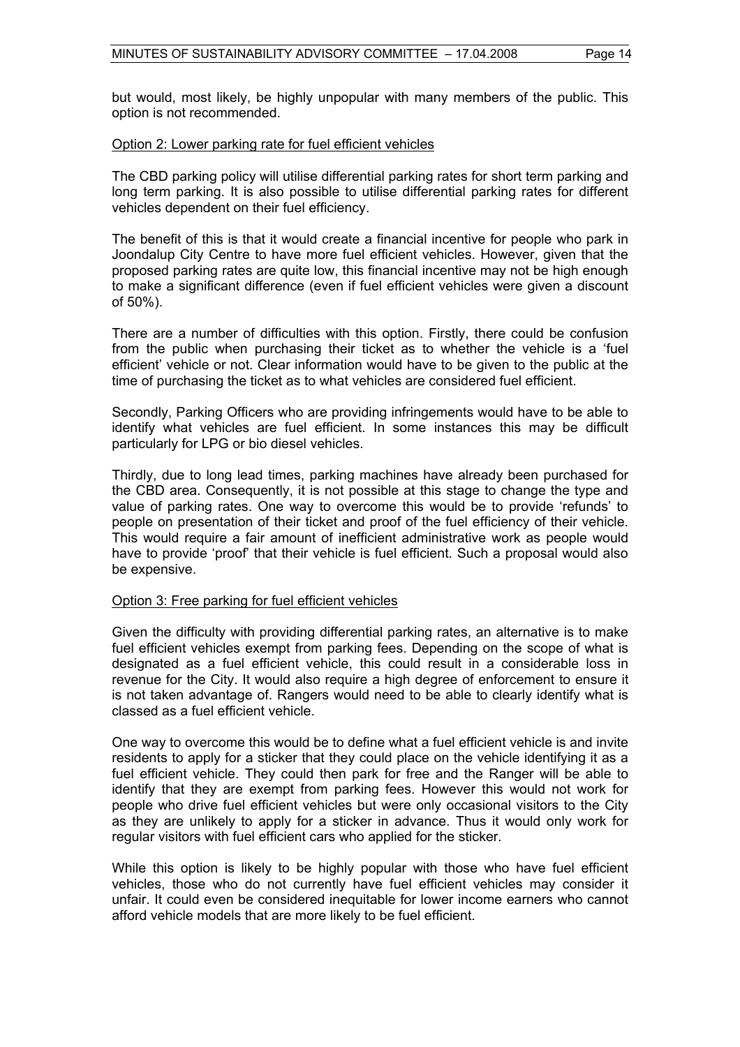but would, most likely, be highly unpopular with many members of the public. This option is not recommended.

Option 2: Lower parking rate for fuel efficient vehicles

The CBD parking policy will utilise differential parking rates for short term parking and long term parking. It is also possible to utilise differential parking rates for different vehicles dependent on their fuel efficiency.

The benefit of this is that it would create a financial incentive for people who park in Joondalup City Centre to have more fuel efficient vehicles. However, given that the proposed parking rates are quite low, this financial incentive may not be high enough to make a significant difference (even if fuel efficient vehicles were given a discount of 50%).

There are a number of difficulties with this option. Firstly, there could be confusion from the public when purchasing their ticket as to whether the vehicle is a 'fuel efficient' vehicle or not. Clear information would have to be given to the public at the time of purchasing the ticket as to what vehicles are considered fuel efficient.

Secondly, Parking Officers who are providing infringements would have to be able to identify what vehicles are fuel efficient. In some instances this may be difficult particularly for LPG or bio diesel vehicles.

Thirdly, due to long lead times, parking machines have already been purchased for the CBD area. Consequently, it is not possible at this stage to change the type and value of parking rates. One way to overcome this would be to provide 'refunds' to people on presentation of their ticket and proof of the fuel efficiency of their vehicle. This would require a fair amount of inefficient administrative work as people would have to provide 'proof' that their vehicle is fuel efficient. Such a proposal would also be expensive.

Option 3: Free parking for fuel efficient vehicles

Given the difficulty with providing differential parking rates, an alternative is to make fuel efficient vehicles exempt from parking fees. Depending on the scope of what is designated as a fuel efficient vehicle, this could result in a considerable loss in revenue for the City. It would also require a high degree of enforcement to ensure it is not taken advantage of. Rangers would need to be able to clearly identify what is classed as a fuel efficient vehicle.

One way to overcome this would be to define what a fuel efficient vehicle is and invite residents to apply for a sticker that they could place on the vehicle identifying it as a fuel efficient vehicle. They could then park for free and the Ranger will be able to identify that they are exempt from parking fees. However this would not work for people who drive fuel efficient vehicles but were only occasional visitors to the City as they are unlikely to apply for a sticker in advance. Thus it would only work for regular visitors with fuel efficient cars who applied for the sticker.

While this option is likely to be highly popular with those who have fuel efficient vehicles, those who do not currently have fuel efficient vehicles may consider it unfair. It could even be considered inequitable for lower income earners who cannot afford vehicle models that are more likely to be fuel efficient.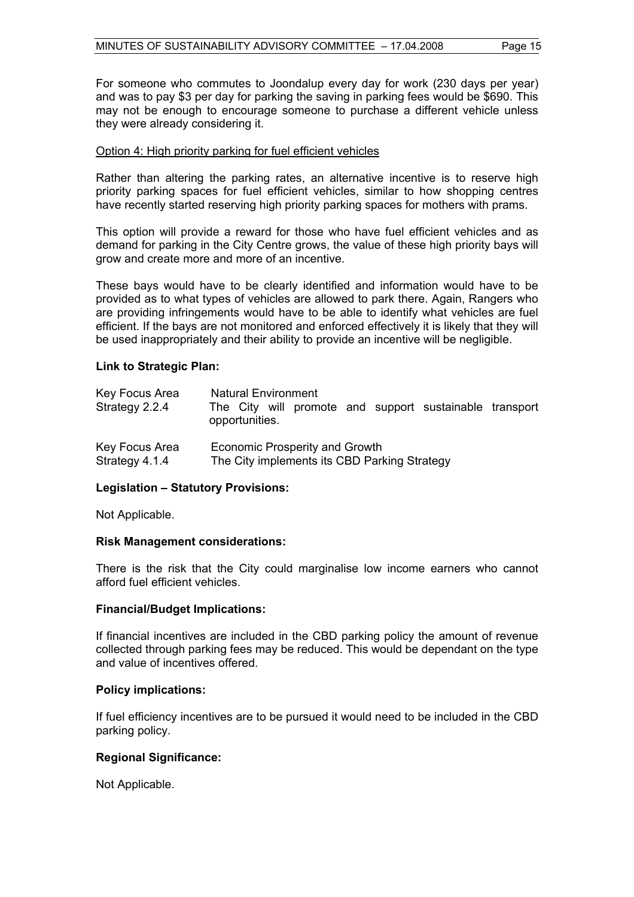For someone who commutes to Joondalup every day for work (230 days per year) and was to pay $3 per day for parking the saving in parking fees would be $690. This may not be enough to encourage someone to purchase a different vehicle unless they were already considering it.

<u>Option 4: High priority parking for fuel efficient vehicles</u>

Rather than altering the parking rates, an alternative incentive is to reserve high priority parking spaces for fuel efficient vehicles, similar to how shopping centres have recently started reserving high priority parking spaces for mothers with prams.

This option will provide a reward for those who have fuel efficient vehicles and as demand for parking in the City Centre grows, the value of these high priority bays will grow and create more and more of an incentive.

These bays would have to be clearly identified and information would have to be provided as to what types of vehicles are allowed to park there. Again, Rangers who are providing infringements would have to be able to identify what vehicles are fuel efficient. If the bays are not monitored and enforced effectively it is likely that they will be used inappropriately and their ability to provide an incentive will be negligible.

**Link to Strategic Plan:**

| | |
|---|---|
| Key Focus Area | Natural Environment |
| Strategy 2.2.4 | The City will promote and support sustainable transport opportunities. |
| Key Focus Area | Economic Prosperity and Growth |
| Strategy 4.1.4 | The City implements its CBD Parking Strategy |

**Legislation – Statutory Provisions:**

Not Applicable.

**Risk Management considerations:**

There is the risk that the City could marginalise low income earners who cannot afford fuel efficient vehicles.

**Financial/Budget Implications:**

If financial incentives are included in the CBD parking policy the amount of revenue collected through parking fees may be reduced. This would be dependant on the type and value of incentives offered.

**Policy implications:**

If fuel efficiency incentives are to be pursued it would need to be included in the CBD parking policy.

**Regional Significance:**

Not Applicable.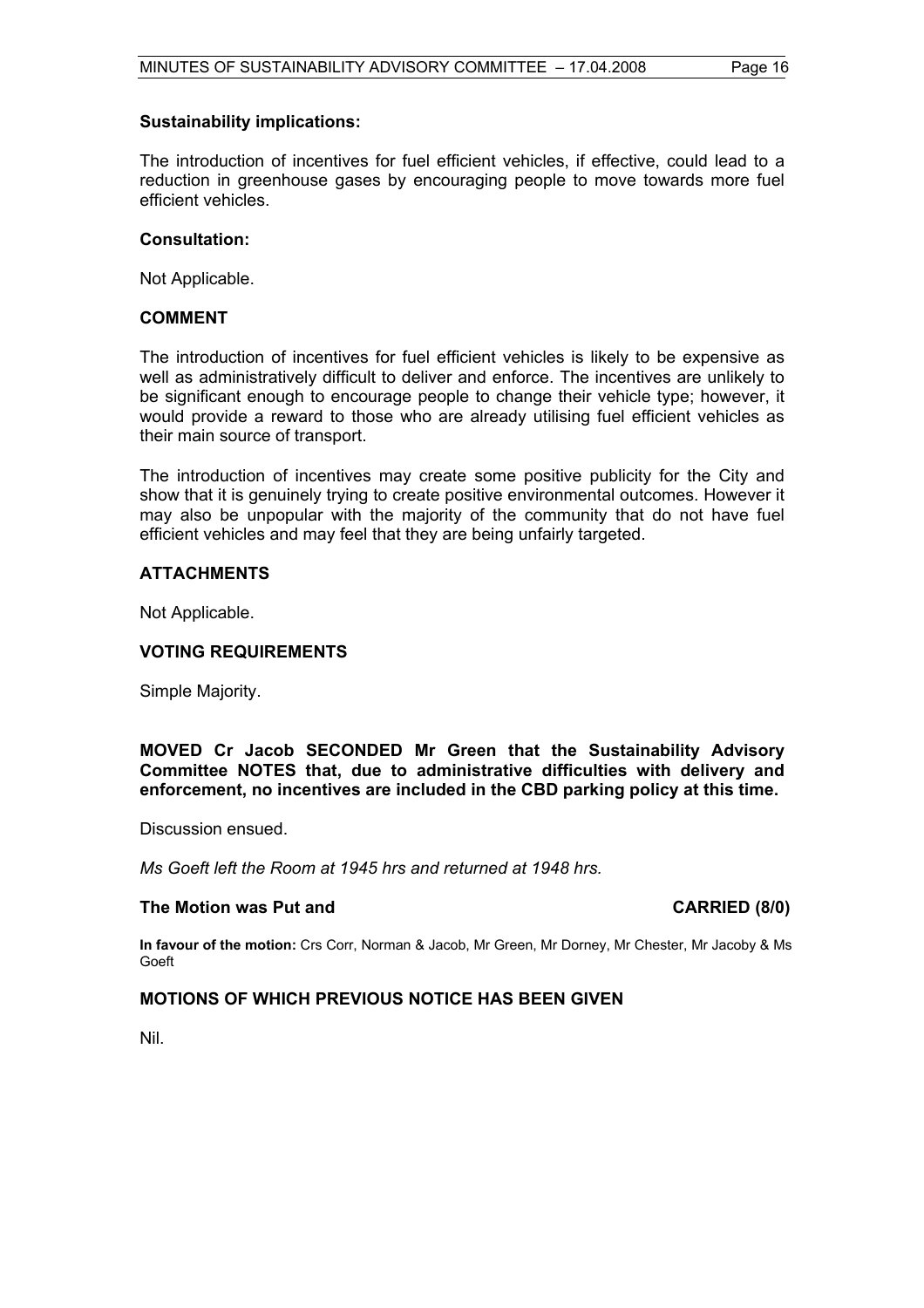**Sustainability implications:**

The introduction of incentives for fuel efficient vehicles, if effective, could lead to a reduction in greenhouse gases by encouraging people to move towards more fuel efficient vehicles.

**Consultation:**

Not Applicable.

## COMMENT

The introduction of incentives for fuel efficient vehicles is likely to be expensive as well as administratively difficult to deliver and enforce. The incentives are unlikely to be significant enough to encourage people to change their vehicle type; however, it would provide a reward to those who are already utilising fuel efficient vehicles as their main source of transport.

The introduction of incentives may create some positive publicity for the City and show that it is genuinely trying to create positive environmental outcomes. However it may also be unpopular with the majority of the community that do not have fuel efficient vehicles and may feel that they are being unfairly targeted.

## ATTACHMENTS

Not Applicable.

## VOTING REQUIREMENTS

Simple Majority.

**MOVED Cr Jacob SECONDED Mr Green that the Sustainability Advisory Committee NOTES that, due to administrative difficulties with delivery and enforcement, no incentives are included in the CBD parking policy at this time.**

Discussion ensued.

*Ms Goeft left the Room at 1945 hrs and returned at 1948 hrs.*

**The Motion was Put and CARRIED (8/0)**

**In favour of the motion:** Crs Corr, Norman & Jacob, Mr Green, Mr Dorney, Mr Chester, Mr Jacoby & Ms Goeft

## MOTIONS OF WHICH PREVIOUS NOTICE HAS BEEN GIVEN

Nil.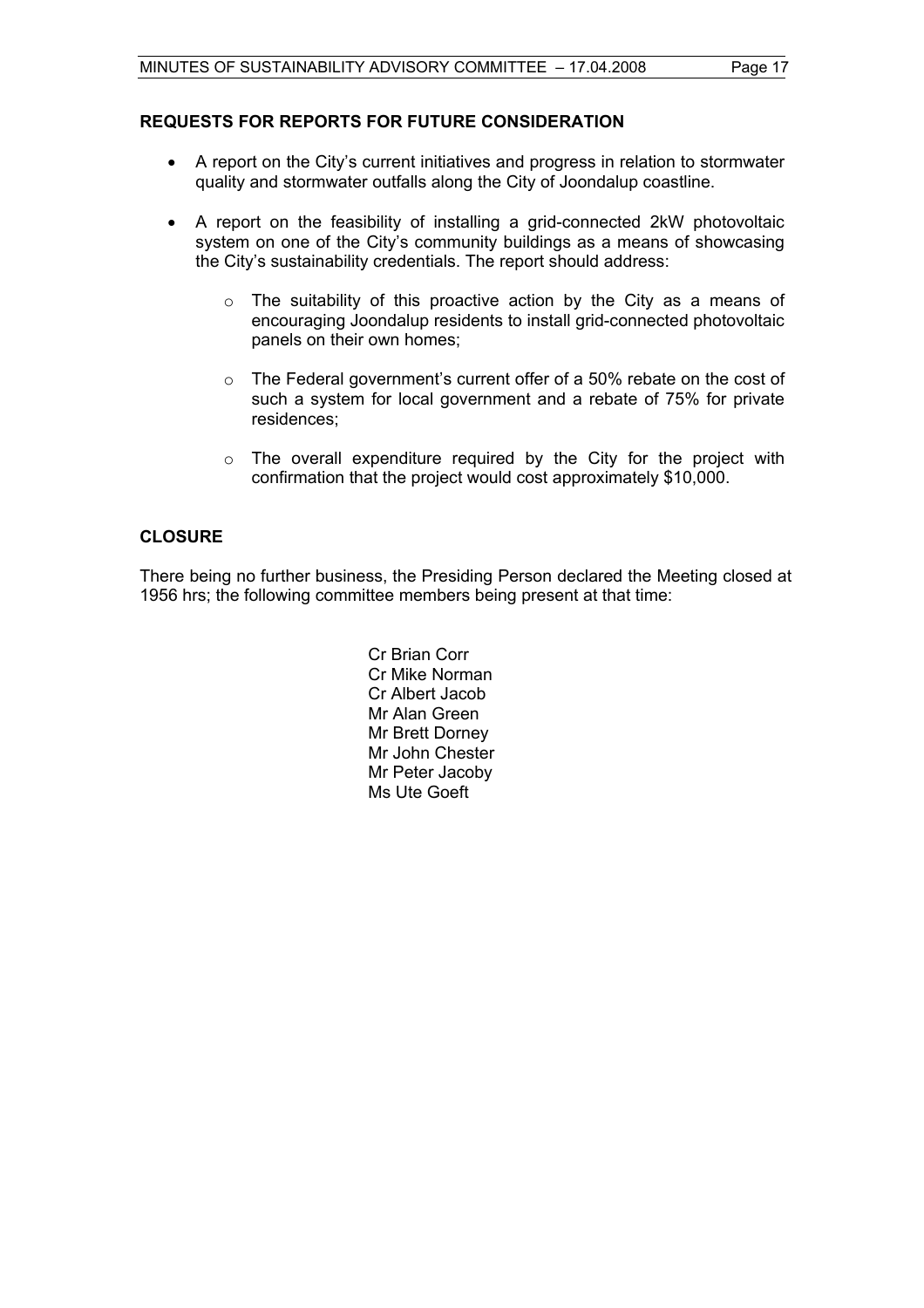## REQUESTS FOR REPORTS FOR FUTURE CONSIDERATION

- A report on the City's current initiatives and progress in relation to stormwater quality and stormwater outfalls along the City of Joondalup coastline.
- A report on the feasibility of installing a grid-connected 2kW photovoltaic system on one of the City's community buildings as a means of showcasing the City's sustainability credentials. The report should address:
  - The suitability of this proactive action by the City as a means of encouraging Joondalup residents to install grid-connected photovoltaic panels on their own homes;
  - The Federal government's current offer of a 50% rebate on the cost of such a system for local government and a rebate of 75% for private residences;
  - The overall expenditure required by the City for the project with confirmation that the project would cost approximately $10,000.

## CLOSURE

There being no further business, the Presiding Person declared the Meeting closed at 1956 hrs; the following committee members being present at that time:

Cr Brian Corr
Cr Mike Norman
Cr Albert Jacob
Mr Alan Green
Mr Brett Dorney
Mr John Chester
Mr Peter Jacoby
Ms Ute Goeft